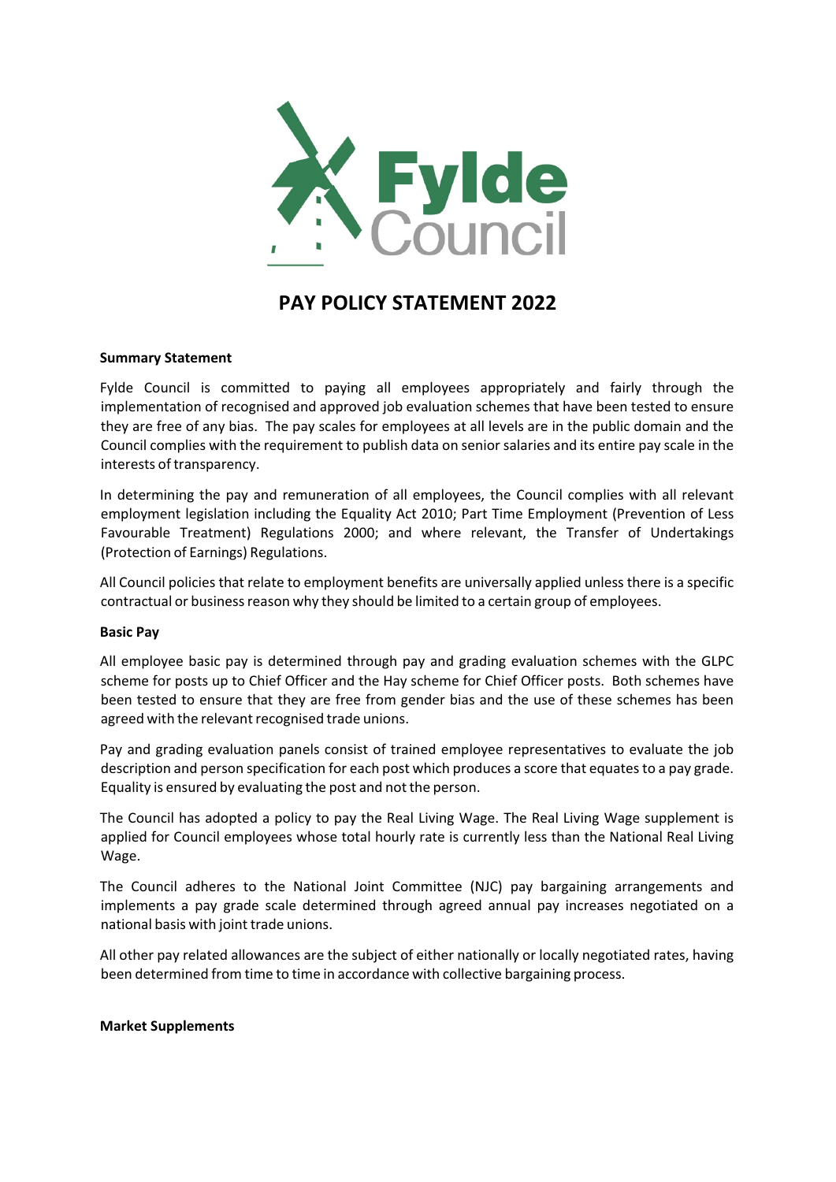# PAY POLICY STATEMENT 2022

**Summary Statement**

Fylde Council is committed to paying all employees appropriately and fairly through the implementation of recognised and approved job evaluation schemes that have been tested to ensure they are free of any bias. The pay scales for employees at all levels are in the public domain and the Council complies with the requirement to publish data on senior salaries and its entire pay scale in the interests of transparency.

In determining the pay and remuneration of all employees, the Council complies with all relevant employment legislation including the Equality Act 2010; Part Time Employment (Prevention of Less Favourable Treatment) Regulations 2000; and where relevant, the Transfer of Undertakings (Protection of Earnings) Regulations.

All Council policies that relate to employment benefits are universally applied unless there is a specific contractual or business reason why they should be limited to a certain group of employees.

**Basic Pay**

All employee basic pay is determined through pay and grading evaluation schemes with the GLPC scheme for posts up to Chief Officer and the Hay scheme for Chief Officer posts. Both schemes have been tested to ensure that they are free from gender bias and the use of these schemes has been agreed with the relevant recognised trade unions.

Pay and grading evaluation panels consist of trained employee representatives to evaluate the job description and person specification for each post which produces a score that equates to a pay grade. Equality is ensured by evaluating the post and not the person.

The Council has adopted a policy to pay the Real Living Wage. The Real Living Wage supplement is applied for Council employees whose total hourly rate is currently less than the National Real Living Wage.

The Council adheres to the National Joint Committee (NJC) pay bargaining arrangements and implements a pay grade scale determined through agreed annual pay increases negotiated on a national basis with joint trade unions.

All other pay related allowances are the subject of either nationally or locally negotiated rates, having been determined from time to time in accordance with collective bargaining process.

**Market Supplements**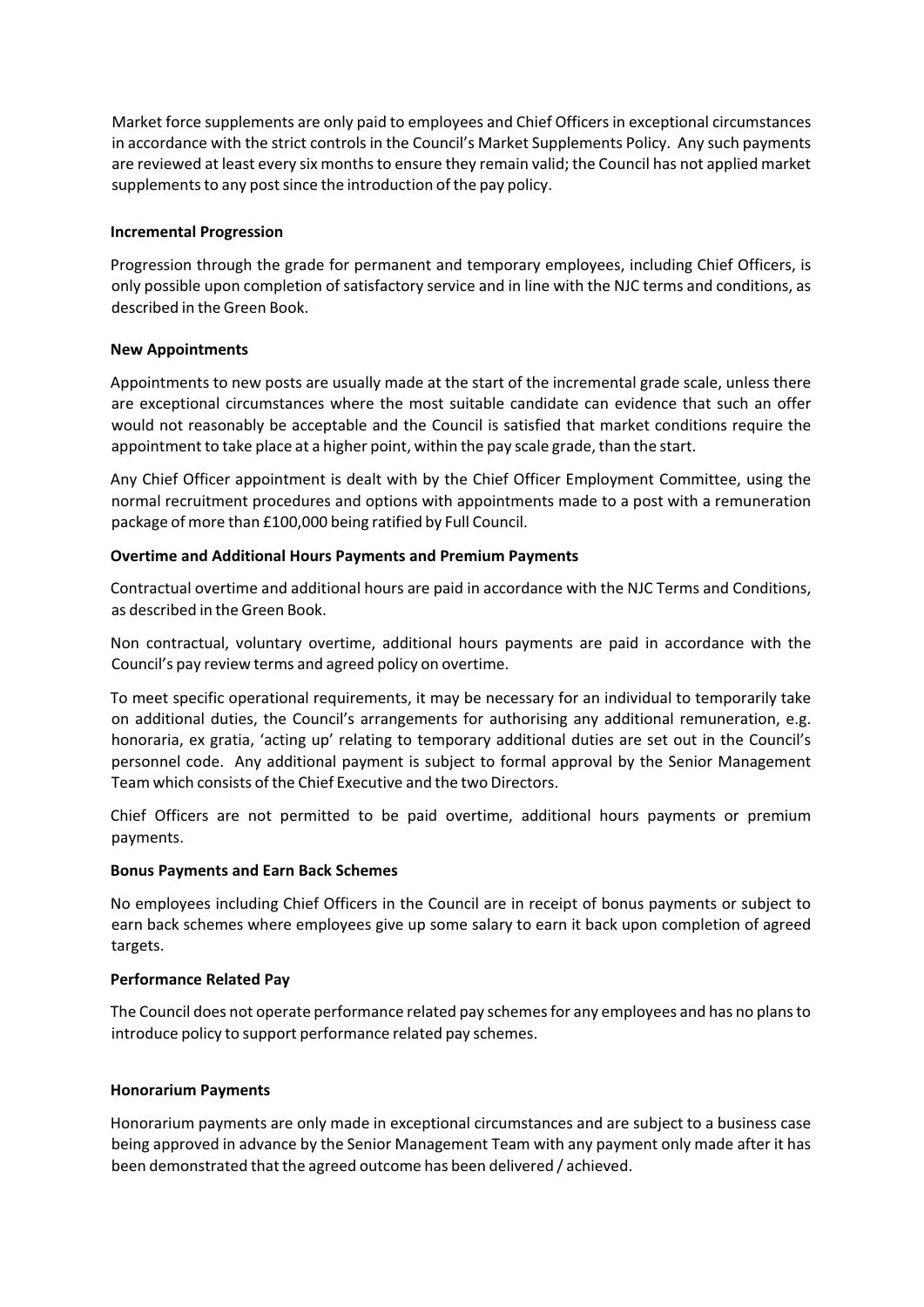Market force supplements are only paid to employees and Chief Officers in exceptional circumstances in accordance with the strict controls in the Council's Market Supplements Policy. Any such payments are reviewed at least every six months to ensure they remain valid; the Council has not applied market supplements to any post since the introduction of the pay policy.

**Incremental Progression**

Progression through the grade for permanent and temporary employees, including Chief Officers, is only possible upon completion of satisfactory service and in line with the NJC terms and conditions, as described in the Green Book.

**New Appointments**

Appointments to new posts are usually made at the start of the incremental grade scale, unless there are exceptional circumstances where the most suitable candidate can evidence that such an offer would not reasonably be acceptable and the Council is satisfied that market conditions require the appointment to take place at a higher point, within the pay scale grade, than the start.

Any Chief Officer appointment is dealt with by the Chief Officer Employment Committee, using the normal recruitment procedures and options with appointments made to a post with a remuneration package of more than £100,000 being ratified by Full Council.

**Overtime and Additional Hours Payments and Premium Payments**

Contractual overtime and additional hours are paid in accordance with the NJC Terms and Conditions, as described in the Green Book.

Non contractual, voluntary overtime, additional hours payments are paid in accordance with the Council's pay review terms and agreed policy on overtime.

To meet specific operational requirements, it may be necessary for an individual to temporarily take on additional duties, the Council's arrangements for authorising any additional remuneration, e.g. honoraria, ex gratia, 'acting up' relating to temporary additional duties are set out in the Council's personnel code. Any additional payment is subject to formal approval by the Senior Management Team which consists of the Chief Executive and the two Directors.

Chief Officers are not permitted to be paid overtime, additional hours payments or premium payments.

**Bonus Payments and Earn Back Schemes**

No employees including Chief Officers in the Council are in receipt of bonus payments or subject to earn back schemes where employees give up some salary to earn it back upon completion of agreed targets.

**Performance Related Pay**

The Council does not operate performance related pay schemes for any employees and has no plans to introduce policy to support performance related pay schemes.

**Honorarium Payments**

Honorarium payments are only made in exceptional circumstances and are subject to a business case being approved in advance by the Senior Management Team with any payment only made after it has been demonstrated that the agreed outcome has been delivered / achieved.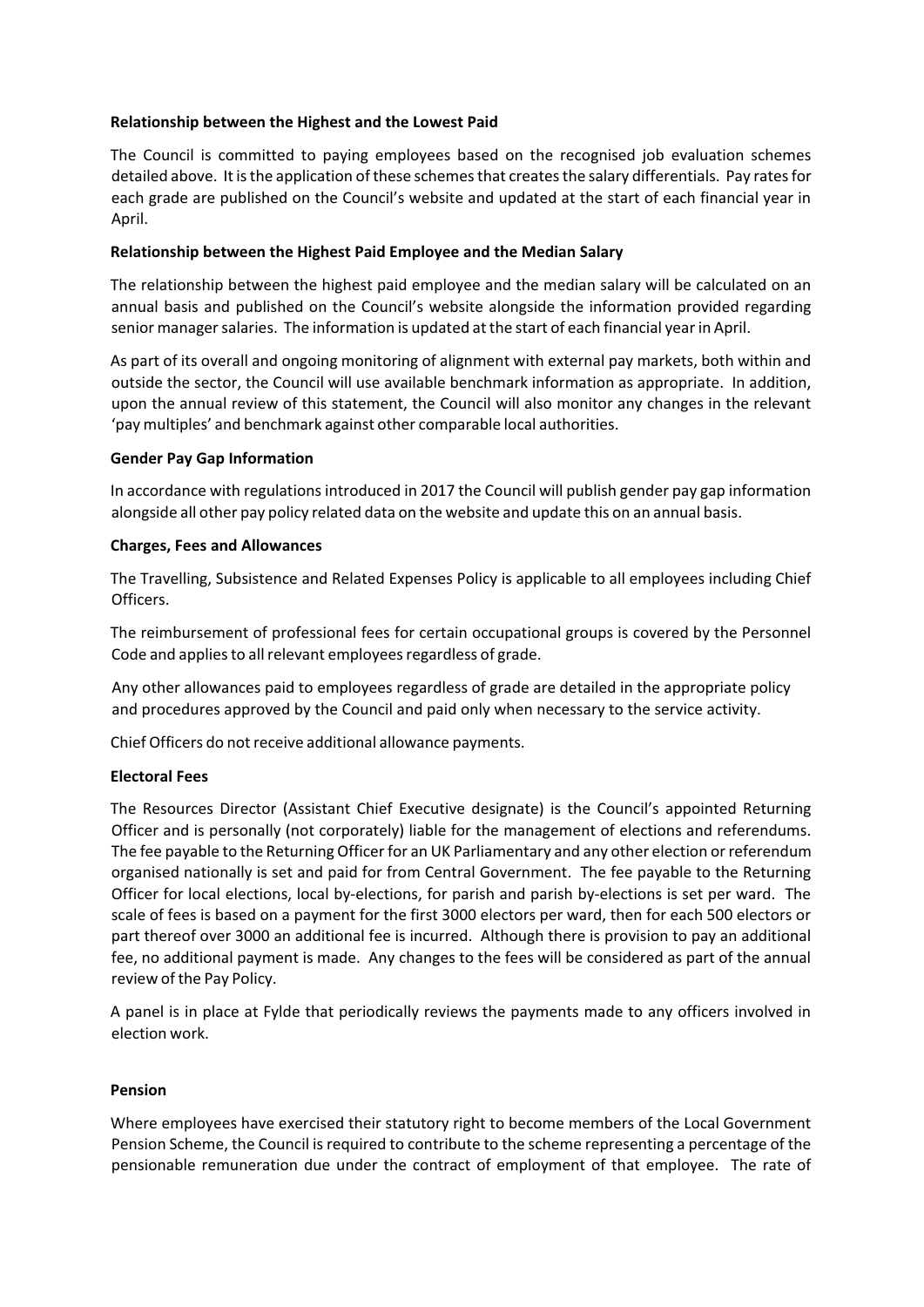**Relationship between the Highest and the Lowest Paid**

The Council is committed to paying employees based on the recognised job evaluation schemes detailed above. It is the application of these schemes that creates the salary differentials. Pay rates for each grade are published on the Council's website and updated at the start of each financial year in April.

**Relationship between the Highest Paid Employee and the Median Salary**

The relationship between the highest paid employee and the median salary will be calculated on an annual basis and published on the Council's website alongside the information provided regarding senior manager salaries. The information is updated at the start of each financial year in April.

As part of its overall and ongoing monitoring of alignment with external pay markets, both within and outside the sector, the Council will use available benchmark information as appropriate. In addition, upon the annual review of this statement, the Council will also monitor any changes in the relevant 'pay multiples' and benchmark against other comparable local authorities.

**Gender Pay Gap Information**

In accordance with regulations introduced in 2017 the Council will publish gender pay gap information alongside all other pay policy related data on the website and update this on an annual basis.

**Charges, Fees and Allowances**

The Travelling, Subsistence and Related Expenses Policy is applicable to all employees including Chief Officers.

The reimbursement of professional fees for certain occupational groups is covered by the Personnel Code and applies to all relevant employees regardless of grade.

Any other allowances paid to employees regardless of grade are detailed in the appropriate policy and procedures approved by the Council and paid only when necessary to the service activity.

Chief Officers do not receive additional allowance payments.

**Electoral Fees**

The Resources Director (Assistant Chief Executive designate) is the Council's appointed Returning Officer and is personally (not corporately) liable for the management of elections and referendums. The fee payable to the Returning Officer for an UK Parliamentary and any other election or referendum organised nationally is set and paid for from Central Government. The fee payable to the Returning Officer for local elections, local by-elections, for parish and parish by-elections is set per ward. The scale of fees is based on a payment for the first 3000 electors per ward, then for each 500 electors or part thereof over 3000 an additional fee is incurred. Although there is provision to pay an additional fee, no additional payment is made. Any changes to the fees will be considered as part of the annual review of the Pay Policy.

A panel is in place at Fylde that periodically reviews the payments made to any officers involved in election work.

**Pension**

Where employees have exercised their statutory right to become members of the Local Government Pension Scheme, the Council is required to contribute to the scheme representing a percentage of the pensionable remuneration due under the contract of employment of that employee. The rate of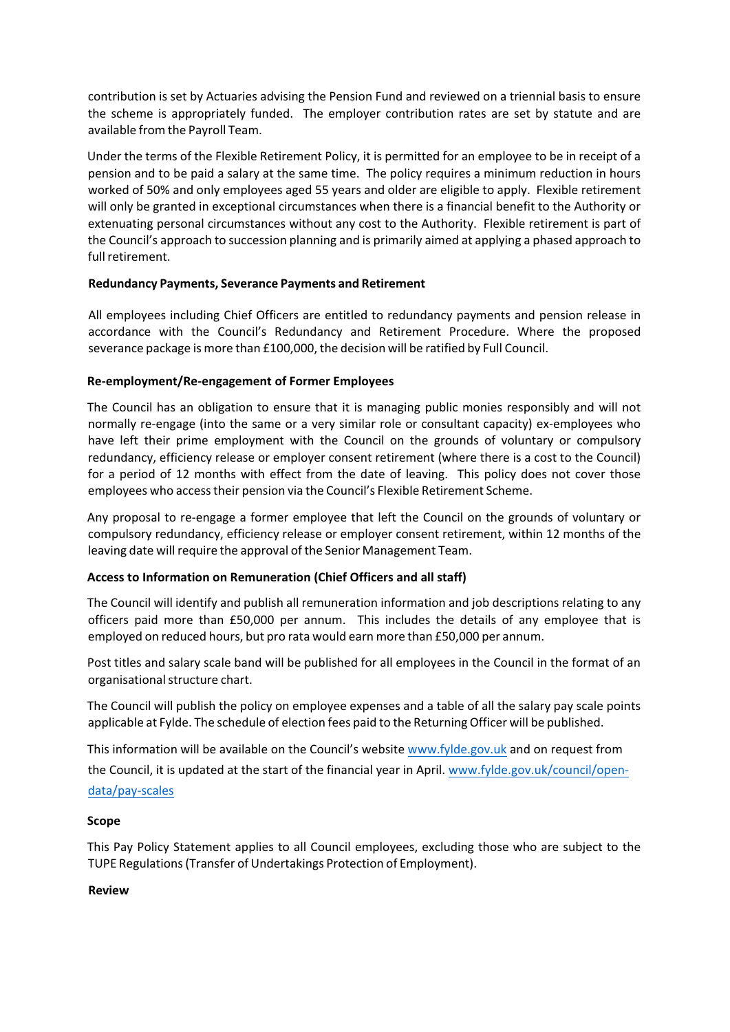contribution is set by Actuaries advising the Pension Fund and reviewed on a triennial basis to ensure the scheme is appropriately funded. The employer contribution rates are set by statute and are available from the Payroll Team.

Under the terms of the Flexible Retirement Policy, it is permitted for an employee to be in receipt of a pension and to be paid a salary at the same time. The policy requires a minimum reduction in hours worked of 50% and only employees aged 55 years and older are eligible to apply. Flexible retirement will only be granted in exceptional circumstances when there is a financial benefit to the Authority or extenuating personal circumstances without any cost to the Authority. Flexible retirement is part of the Council's approach to succession planning and is primarily aimed at applying a phased approach to full retirement.

**Redundancy Payments, Severance Payments and Retirement**

All employees including Chief Officers are entitled to redundancy payments and pension release in accordance with the Council's Redundancy and Retirement Procedure. Where the proposed severance package is more than £100,000, the decision will be ratified by Full Council.

**Re-employment/Re-engagement of Former Employees**

The Council has an obligation to ensure that it is managing public monies responsibly and will not normally re-engage (into the same or a very similar role or consultant capacity) ex-employees who have left their prime employment with the Council on the grounds of voluntary or compulsory redundancy, efficiency release or employer consent retirement (where there is a cost to the Council) for a period of 12 months with effect from the date of leaving. This policy does not cover those employees who access their pension via the Council's Flexible Retirement Scheme.

Any proposal to re-engage a former employee that left the Council on the grounds of voluntary or compulsory redundancy, efficiency release or employer consent retirement, within 12 months of the leaving date will require the approval of the Senior Management Team.

**Access to Information on Remuneration (Chief Officers and all staff)**

The Council will identify and publish all remuneration information and job descriptions relating to any officers paid more than £50,000 per annum. This includes the details of any employee that is employed on reduced hours, but pro rata would earn more than £50,000 per annum.

Post titles and salary scale band will be published for all employees in the Council in the format of an organisational structure chart.

The Council will publish the policy on employee expenses and a table of all the salary pay scale points applicable at Fylde. The schedule of election fees paid to the Returning Officer will be published.

This information will be available on the Council's website www.fylde.gov.uk and on request from the Council, it is updated at the start of the financial year in April. www.fylde.gov.uk/council/open-data/pay-scales

**Scope**

This Pay Policy Statement applies to all Council employees, excluding those who are subject to the TUPE Regulations (Transfer of Undertakings Protection of Employment).

**Review**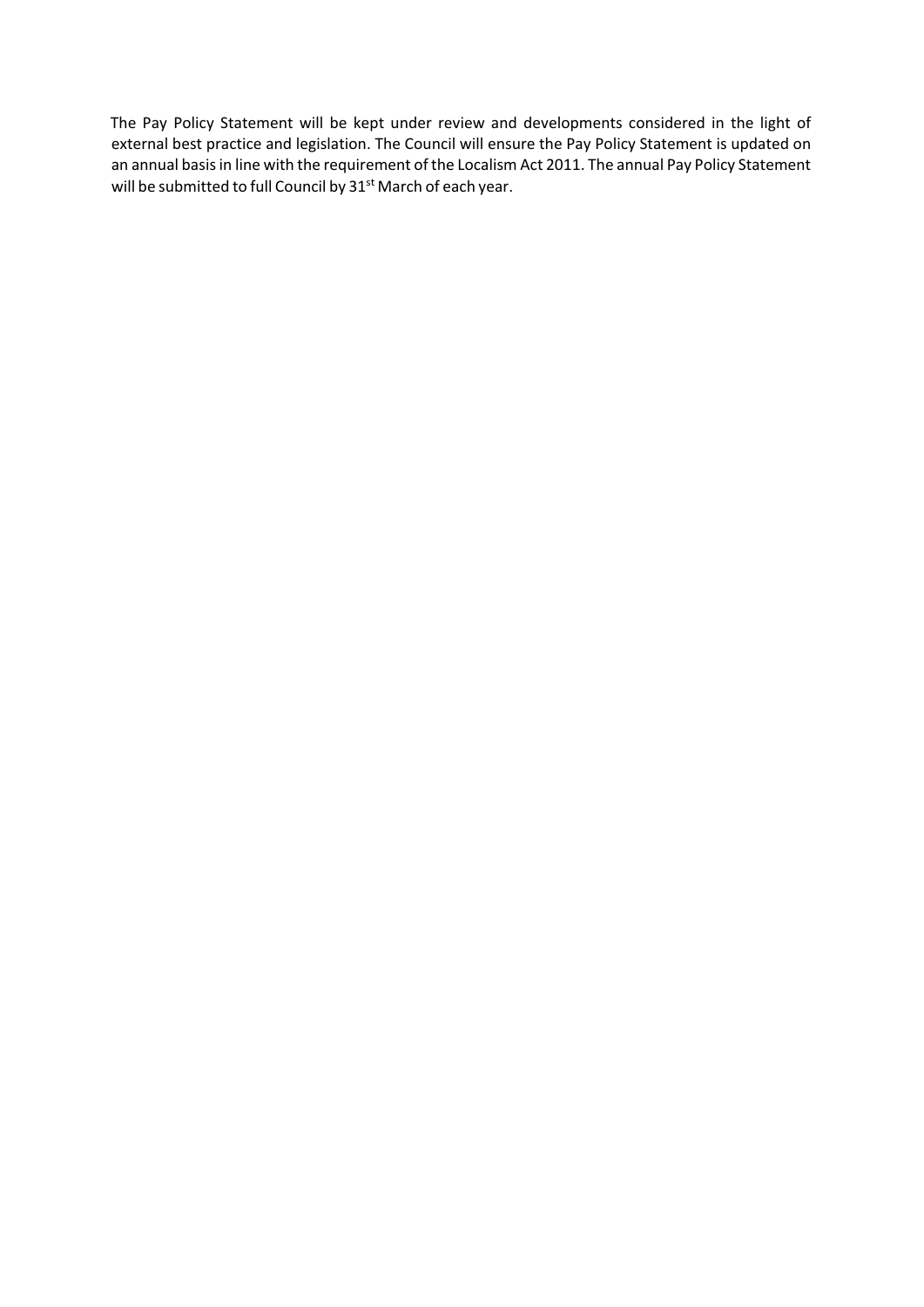The Pay Policy Statement will be kept under review and developments considered in the light of external best practice and legislation. The Council will ensure the Pay Policy Statement is updated on an annual basis in line with the requirement of the Localism Act 2011. The annual Pay Policy Statement will be submitted to full Council by 31st March of each year.